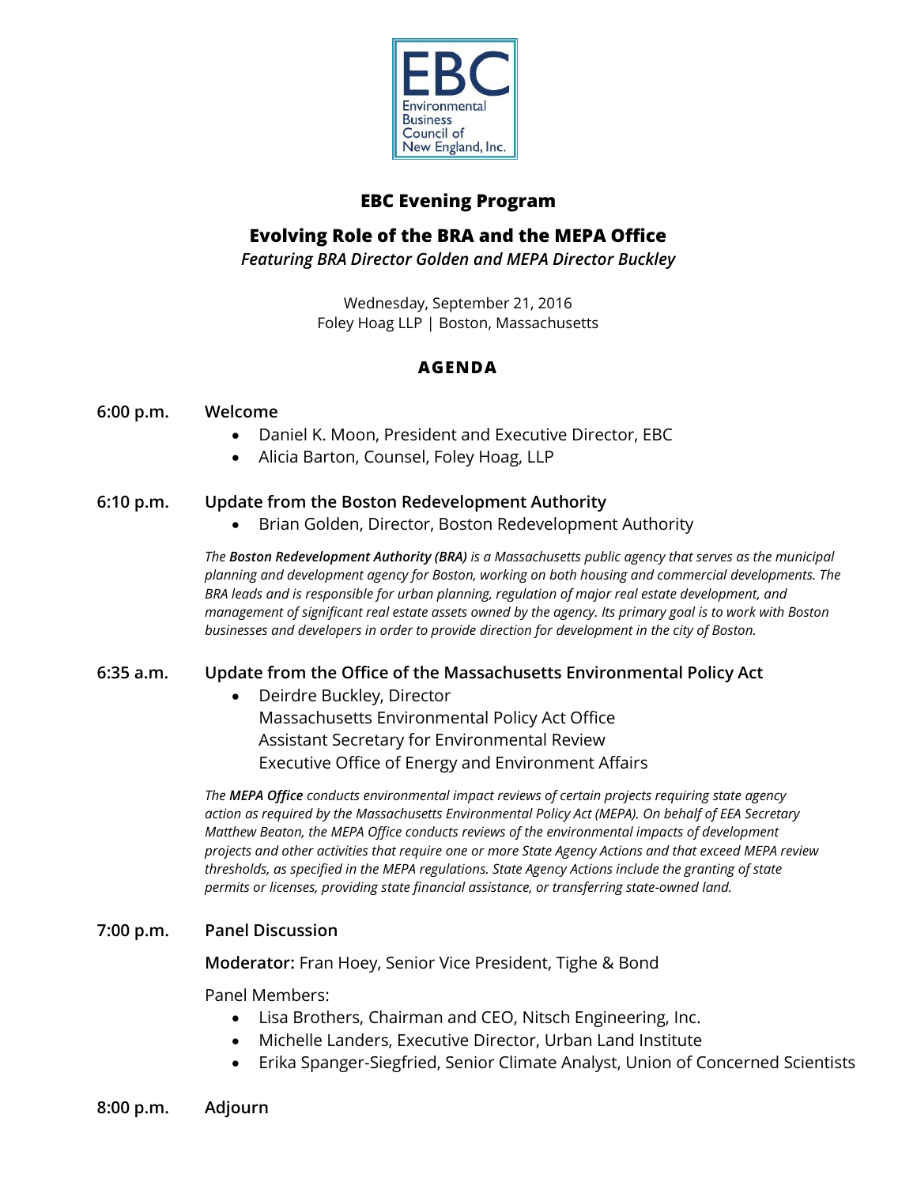EBC
Environmental Business Council of New England, Inc.

# EBC Evening Program

## Evolving Role of the BRA and the MEPA Office

*Featuring BRA Director Golden and MEPA Director Buckley*

Wednesday, September 21, 2016
Foley Hoag LLP | Boston, Massachusetts

### AGENDA

**6:00 p.m.** **Welcome**

- Daniel K. Moon, President and Executive Director, EBC
- Alicia Barton, Counsel, Foley Hoag, LLP

**6:10 p.m.** **Update from the Boston Redevelopment Authority**

- Brian Golden, Director, Boston Redevelopment Authority

*The **Boston Redevelopment Authority (BRA)** is a Massachusetts public agency that serves as the municipal planning and development agency for Boston, working on both housing and commercial developments. The BRA leads and is responsible for urban planning, regulation of major real estate development, and management of significant real estate assets owned by the agency. Its primary goal is to work with Boston businesses and developers in order to provide direction for development in the city of Boston.*

**6:35 a.m.** **Update from the Office of the Massachusetts Environmental Policy Act**

- Deirdre Buckley, Director
  Massachusetts Environmental Policy Act Office
  Assistant Secretary for Environmental Review
  Executive Office of Energy and Environment Affairs

*The **MEPA Office** conducts environmental impact reviews of certain projects requiring state agency action as required by the Massachusetts Environmental Policy Act (MEPA). On behalf of EEA Secretary Matthew Beaton, the MEPA Office conducts reviews of the environmental impacts of development projects and other activities that require one or more State Agency Actions and that exceed MEPA review thresholds, as specified in the MEPA regulations. State Agency Actions include the granting of state permits or licenses, providing state financial assistance, or transferring state-owned land.*

**7:00 p.m.** **Panel Discussion**

**Moderator:** Fran Hoey, Senior Vice President, Tighe & Bond

Panel Members:

- Lisa Brothers, Chairman and CEO, Nitsch Engineering, Inc.
- Michelle Landers, Executive Director, Urban Land Institute
- Erika Spanger-Siegfried, Senior Climate Analyst, Union of Concerned Scientists

**8:00 p.m.** **Adjourn**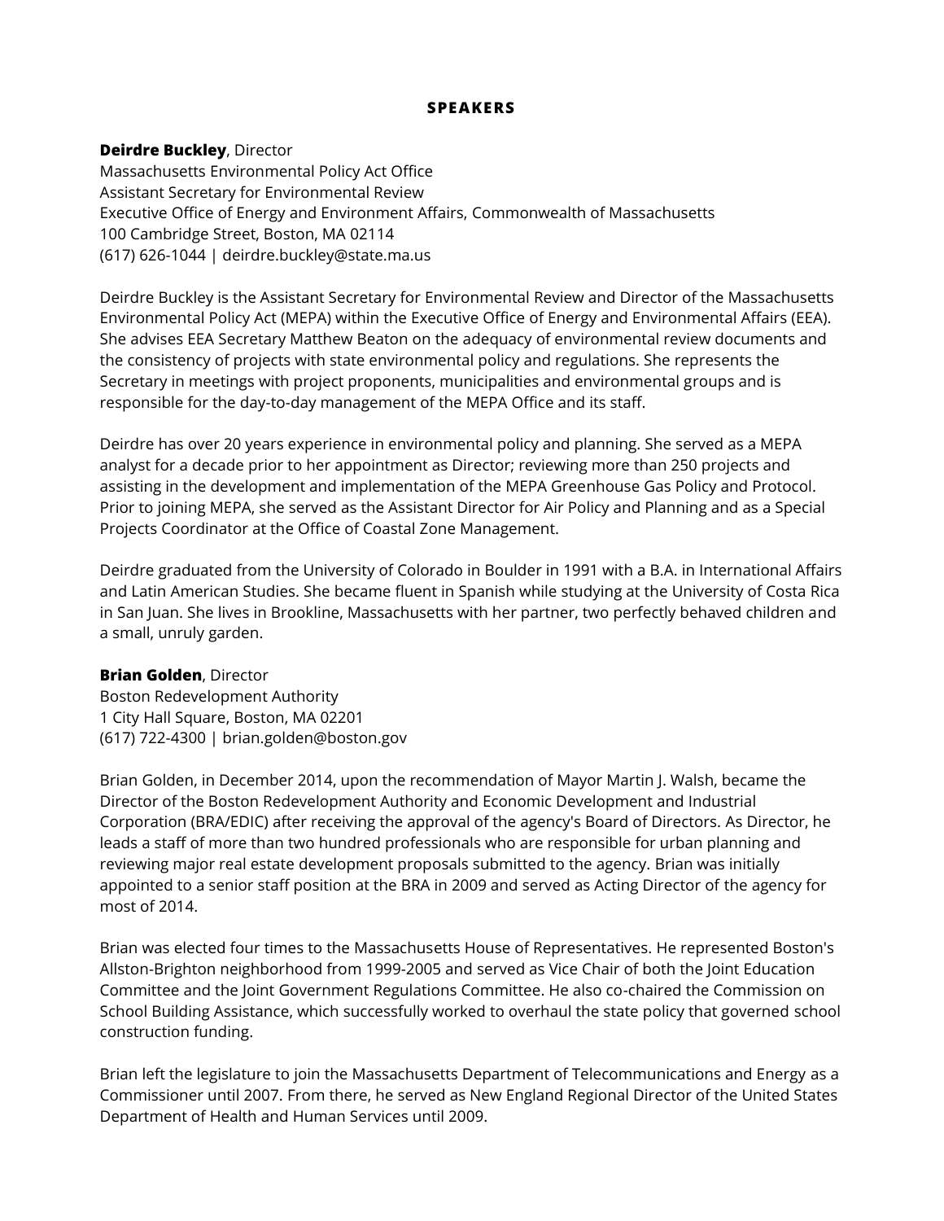## SPEAKERS

**Deirdre Buckley**, Director
Massachusetts Environmental Policy Act Office
Assistant Secretary for Environmental Review
Executive Office of Energy and Environment Affairs, Commonwealth of Massachusetts
100 Cambridge Street, Boston, MA 02114
(617) 626-1044 | deirdre.buckley@state.ma.us

Deirdre Buckley is the Assistant Secretary for Environmental Review and Director of the Massachusetts Environmental Policy Act (MEPA) within the Executive Office of Energy and Environmental Affairs (EEA). She advises EEA Secretary Matthew Beaton on the adequacy of environmental review documents and the consistency of projects with state environmental policy and regulations. She represents the Secretary in meetings with project proponents, municipalities and environmental groups and is responsible for the day-to-day management of the MEPA Office and its staff.

Deirdre has over 20 years experience in environmental policy and planning. She served as a MEPA analyst for a decade prior to her appointment as Director; reviewing more than 250 projects and assisting in the development and implementation of the MEPA Greenhouse Gas Policy and Protocol. Prior to joining MEPA, she served as the Assistant Director for Air Policy and Planning and as a Special Projects Coordinator at the Office of Coastal Zone Management.

Deirdre graduated from the University of Colorado in Boulder in 1991 with a B.A. in International Affairs and Latin American Studies. She became fluent in Spanish while studying at the University of Costa Rica in San Juan. She lives in Brookline, Massachusetts with her partner, two perfectly behaved children and a small, unruly garden.

**Brian Golden**, Director
Boston Redevelopment Authority
1 City Hall Square, Boston, MA 02201
(617) 722-4300 | brian.golden@boston.gov

Brian Golden, in December 2014, upon the recommendation of Mayor Martin J. Walsh, became the Director of the Boston Redevelopment Authority and Economic Development and Industrial Corporation (BRA/EDIC) after receiving the approval of the agency's Board of Directors. As Director, he leads a staff of more than two hundred professionals who are responsible for urban planning and reviewing major real estate development proposals submitted to the agency. Brian was initially appointed to a senior staff position at the BRA in 2009 and served as Acting Director of the agency for most of 2014.

Brian was elected four times to the Massachusetts House of Representatives. He represented Boston's Allston-Brighton neighborhood from 1999-2005 and served as Vice Chair of both the Joint Education Committee and the Joint Government Regulations Committee. He also co-chaired the Commission on School Building Assistance, which successfully worked to overhaul the state policy that governed school construction funding.

Brian left the legislature to join the Massachusetts Department of Telecommunications and Energy as a Commissioner until 2007. From there, he served as New England Regional Director of the United States Department of Health and Human Services until 2009.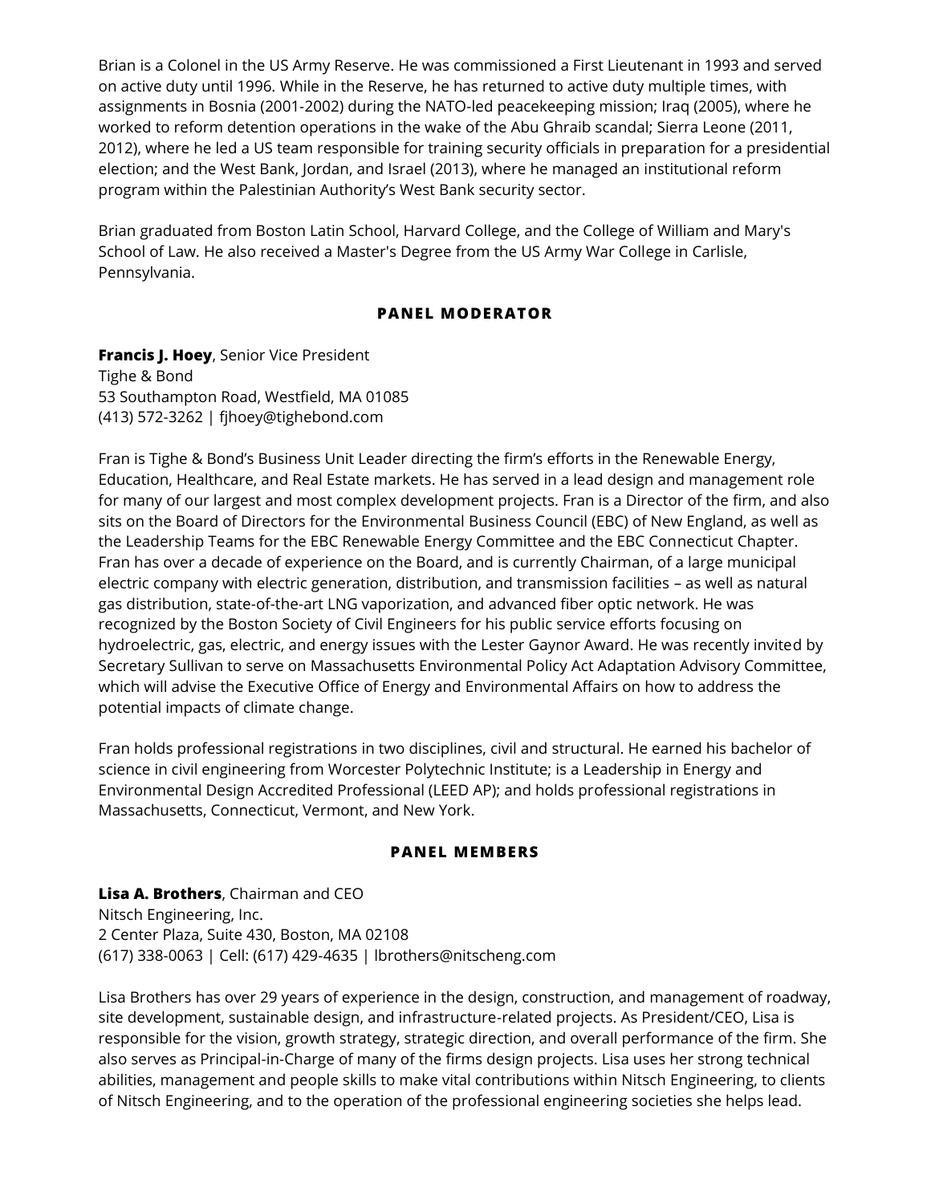Brian is a Colonel in the US Army Reserve. He was commissioned a First Lieutenant in 1993 and served on active duty until 1996. While in the Reserve, he has returned to active duty multiple times, with assignments in Bosnia (2001-2002) during the NATO-led peacekeeping mission; Iraq (2005), where he worked to reform detention operations in the wake of the Abu Ghraib scandal; Sierra Leone (2011, 2012), where he led a US team responsible for training security officials in preparation for a presidential election; and the West Bank, Jordan, and Israel (2013), where he managed an institutional reform program within the Palestinian Authority's West Bank security sector.

Brian graduated from Boston Latin School, Harvard College, and the College of William and Mary's School of Law. He also received a Master's Degree from the US Army War College in Carlisle, Pennsylvania.

## PANEL MODERATOR

**Francis J. Hoey**, Senior Vice President
Tighe & Bond
53 Southampton Road, Westfield, MA 01085
(413) 572-3262 | fjhoey@tighebond.com

Fran is Tighe & Bond's Business Unit Leader directing the firm's efforts in the Renewable Energy, Education, Healthcare, and Real Estate markets. He has served in a lead design and management role for many of our largest and most complex development projects. Fran is a Director of the firm, and also sits on the Board of Directors for the Environmental Business Council (EBC) of New England, as well as the Leadership Teams for the EBC Renewable Energy Committee and the EBC Connecticut Chapter. Fran has over a decade of experience on the Board, and is currently Chairman, of a large municipal electric company with electric generation, distribution, and transmission facilities – as well as natural gas distribution, state-of-the-art LNG vaporization, and advanced fiber optic network. He was recognized by the Boston Society of Civil Engineers for his public service efforts focusing on hydroelectric, gas, electric, and energy issues with the Lester Gaynor Award. He was recently invited by Secretary Sullivan to serve on Massachusetts Environmental Policy Act Adaptation Advisory Committee, which will advise the Executive Office of Energy and Environmental Affairs on how to address the potential impacts of climate change.

Fran holds professional registrations in two disciplines, civil and structural. He earned his bachelor of science in civil engineering from Worcester Polytechnic Institute; is a Leadership in Energy and Environmental Design Accredited Professional (LEED AP); and holds professional registrations in Massachusetts, Connecticut, Vermont, and New York.

## PANEL MEMBERS

**Lisa A. Brothers**, Chairman and CEO
Nitsch Engineering, Inc.
2 Center Plaza, Suite 430, Boston, MA 02108
(617) 338-0063 | Cell: (617) 429-4635 | lbrothers@nitscheng.com

Lisa Brothers has over 29 years of experience in the design, construction, and management of roadway, site development, sustainable design, and infrastructure-related projects. As President/CEO, Lisa is responsible for the vision, growth strategy, strategic direction, and overall performance of the firm. She also serves as Principal-in-Charge of many of the firms design projects. Lisa uses her strong technical abilities, management and people skills to make vital contributions within Nitsch Engineering, to clients of Nitsch Engineering, and to the operation of the professional engineering societies she helps lead.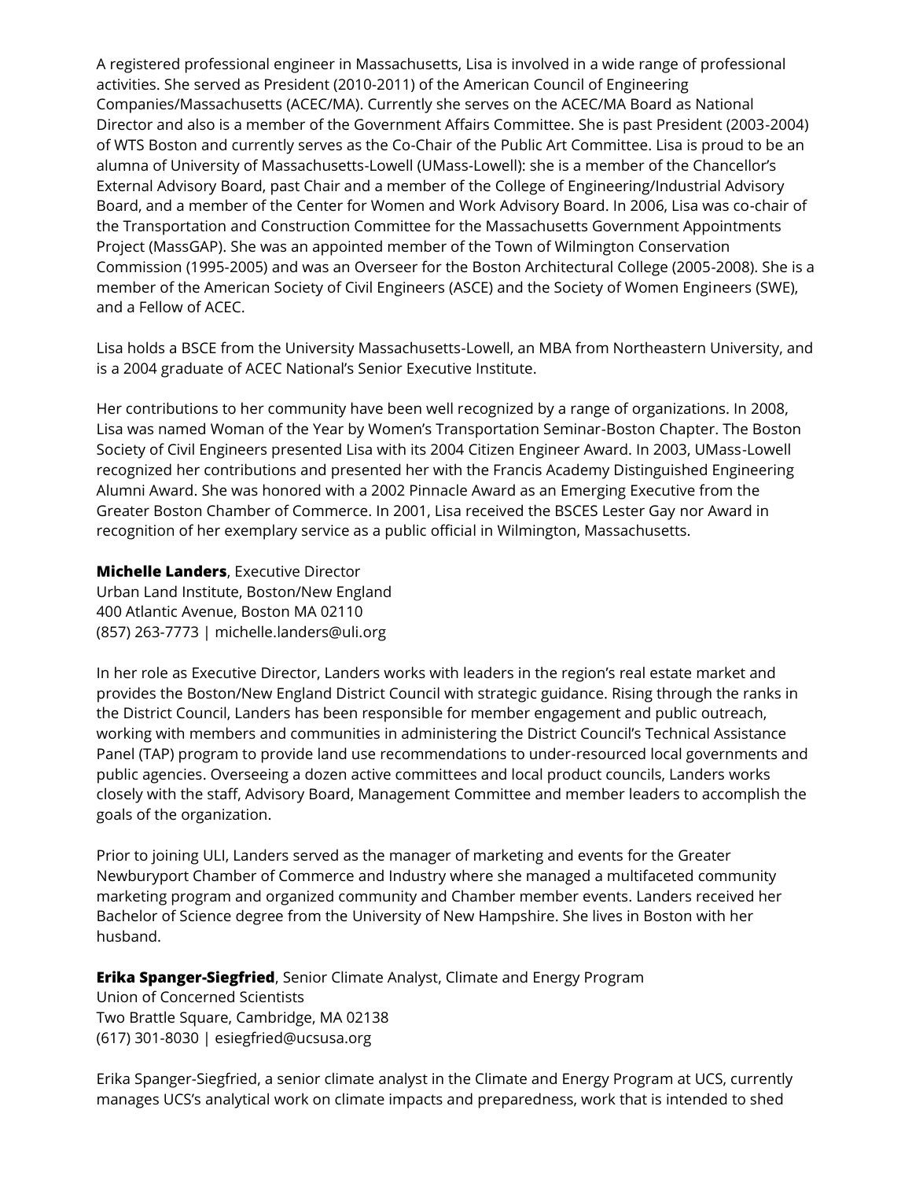A registered professional engineer in Massachusetts, Lisa is involved in a wide range of professional activities. She served as President (2010-2011) of the American Council of Engineering Companies/Massachusetts (ACEC/MA). Currently she serves on the ACEC/MA Board as National Director and also is a member of the Government Affairs Committee. She is past President (2003-2004) of WTS Boston and currently serves as the Co-Chair of the Public Art Committee. Lisa is proud to be an alumna of University of Massachusetts-Lowell (UMass-Lowell): she is a member of the Chancellor's External Advisory Board, past Chair and a member of the College of Engineering/Industrial Advisory Board, and a member of the Center for Women and Work Advisory Board. In 2006, Lisa was co-chair of the Transportation and Construction Committee for the Massachusetts Government Appointments Project (MassGAP). She was an appointed member of the Town of Wilmington Conservation Commission (1995-2005) and was an Overseer for the Boston Architectural College (2005-2008). She is a member of the American Society of Civil Engineers (ASCE) and the Society of Women Engineers (SWE), and a Fellow of ACEC.

Lisa holds a BSCE from the University Massachusetts-Lowell, an MBA from Northeastern University, and is a 2004 graduate of ACEC National's Senior Executive Institute.

Her contributions to her community have been well recognized by a range of organizations. In 2008, Lisa was named Woman of the Year by Women's Transportation Seminar-Boston Chapter. The Boston Society of Civil Engineers presented Lisa with its 2004 Citizen Engineer Award. In 2003, UMass-Lowell recognized her contributions and presented her with the Francis Academy Distinguished Engineering Alumni Award. She was honored with a 2002 Pinnacle Award as an Emerging Executive from the Greater Boston Chamber of Commerce. In 2001, Lisa received the BSCES Lester Gay nor Award in recognition of her exemplary service as a public official in Wilmington, Massachusetts.

**Michelle Landers**, Executive Director
Urban Land Institute, Boston/New England
400 Atlantic Avenue, Boston MA 02110
(857) 263-7773 | michelle.landers@uli.org

In her role as Executive Director, Landers works with leaders in the region's real estate market and provides the Boston/New England District Council with strategic guidance. Rising through the ranks in the District Council, Landers has been responsible for member engagement and public outreach, working with members and communities in administering the District Council's Technical Assistance Panel (TAP) program to provide land use recommendations to under-resourced local governments and public agencies. Overseeing a dozen active committees and local product councils, Landers works closely with the staff, Advisory Board, Management Committee and member leaders to accomplish the goals of the organization.

Prior to joining ULI, Landers served as the manager of marketing and events for the Greater Newburyport Chamber of Commerce and Industry where she managed a multifaceted community marketing program and organized community and Chamber member events. Landers received her Bachelor of Science degree from the University of New Hampshire. She lives in Boston with her husband.

**Erika Spanger-Siegfried**, Senior Climate Analyst, Climate and Energy Program
Union of Concerned Scientists
Two Brattle Square, Cambridge, MA 02138
(617) 301-8030 | esiegfried@ucsusa.org

Erika Spanger-Siegfried, a senior climate analyst in the Climate and Energy Program at UCS, currently manages UCS's analytical work on climate impacts and preparedness, work that is intended to shed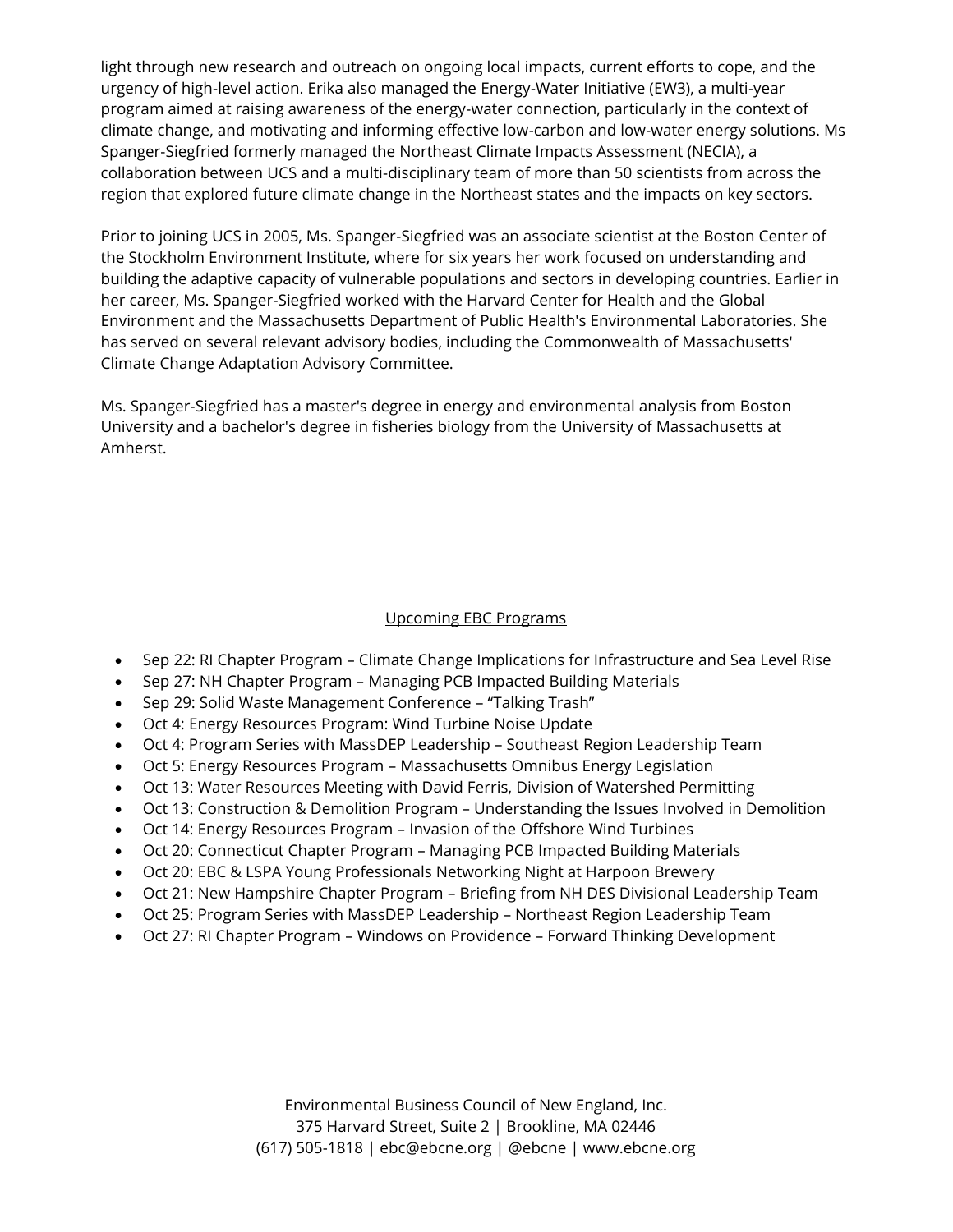light through new research and outreach on ongoing local impacts, current efforts to cope, and the urgency of high-level action. Erika also managed the Energy-Water Initiative (EW3), a multi-year program aimed at raising awareness of the energy-water connection, particularly in the context of climate change, and motivating and informing effective low-carbon and low-water energy solutions. Ms Spanger-Siegfried formerly managed the Northeast Climate Impacts Assessment (NECIA), a collaboration between UCS and a multi-disciplinary team of more than 50 scientists from across the region that explored future climate change in the Northeast states and the impacts on key sectors.

Prior to joining UCS in 2005, Ms. Spanger-Siegfried was an associate scientist at the Boston Center of the Stockholm Environment Institute, where for six years her work focused on understanding and building the adaptive capacity of vulnerable populations and sectors in developing countries. Earlier in her career, Ms. Spanger-Siegfried worked with the Harvard Center for Health and the Global Environment and the Massachusetts Department of Public Health's Environmental Laboratories. She has served on several relevant advisory bodies, including the Commonwealth of Massachusetts' Climate Change Adaptation Advisory Committee.

Ms. Spanger-Siegfried has a master's degree in energy and environmental analysis from Boston University and a bachelor's degree in fisheries biology from the University of Massachusetts at Amherst.

## Upcoming EBC Programs

- Sep 22: RI Chapter Program – Climate Change Implications for Infrastructure and Sea Level Rise
- Sep 27: NH Chapter Program – Managing PCB Impacted Building Materials
- Sep 29: Solid Waste Management Conference – "Talking Trash"
- Oct 4: Energy Resources Program: Wind Turbine Noise Update
- Oct 4: Program Series with MassDEP Leadership – Southeast Region Leadership Team
- Oct 5: Energy Resources Program – Massachusetts Omnibus Energy Legislation
- Oct 13: Water Resources Meeting with David Ferris, Division of Watershed Permitting
- Oct 13: Construction & Demolition Program – Understanding the Issues Involved in Demolition
- Oct 14: Energy Resources Program – Invasion of the Offshore Wind Turbines
- Oct 20: Connecticut Chapter Program – Managing PCB Impacted Building Materials
- Oct 20: EBC & LSPA Young Professionals Networking Night at Harpoon Brewery
- Oct 21: New Hampshire Chapter Program – Briefing from NH DES Divisional Leadership Team
- Oct 25: Program Series with MassDEP Leadership – Northeast Region Leadership Team
- Oct 27: RI Chapter Program – Windows on Providence – Forward Thinking Development

Environmental Business Council of New England, Inc.
375 Harvard Street, Suite 2 | Brookline, MA 02446
(617) 505-1818 | ebc@ebcne.org | @ebcne | www.ebcne.org